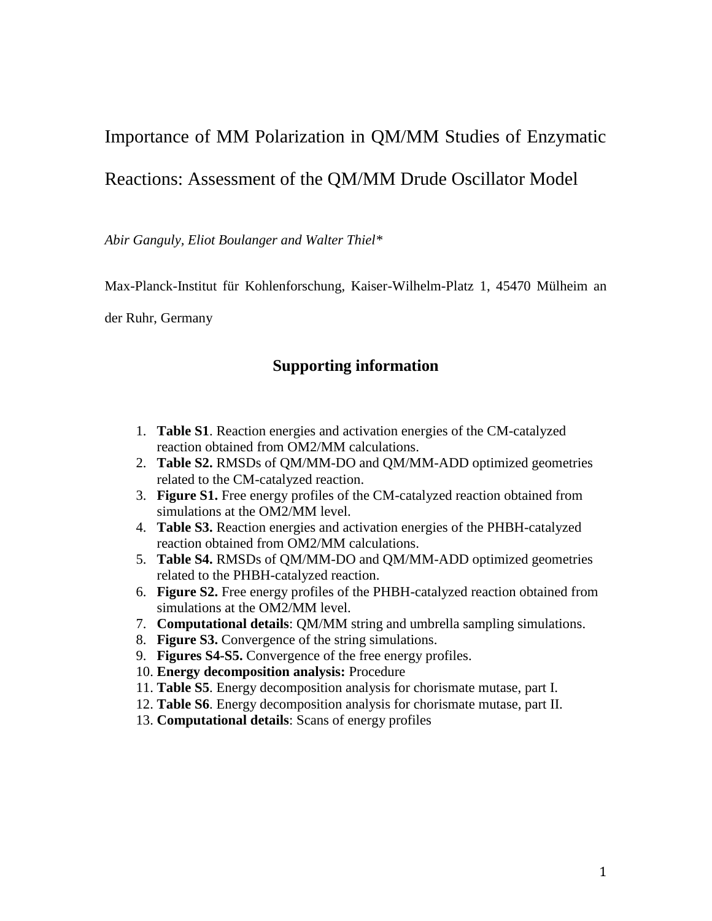# Importance of MM Polarization in QM/MM Studies of Enzymatic Reactions: Assessment of the QM/MM Drude Oscillator Model

*Abir Ganguly, Eliot Boulanger and Walter Thiel**

Max-Planck-Institut für Kohlenforschung, Kaiser-Wilhelm-Platz 1, 45470 Mülheim an der Ruhr, Germany

## Supporting information

1. **Table S1**. Reaction energies and activation energies of the CM-catalyzed reaction obtained from OM2/MM calculations.
2. **Table S2.** RMSDs of QM/MM-DO and QM/MM-ADD optimized geometries related to the CM-catalyzed reaction.
3. **Figure S1.** Free energy profiles of the CM-catalyzed reaction obtained from simulations at the OM2/MM level.
4. **Table S3.** Reaction energies and activation energies of the PHBH-catalyzed reaction obtained from OM2/MM calculations.
5. **Table S4.** RMSDs of QM/MM-DO and QM/MM-ADD optimized geometries related to the PHBH-catalyzed reaction.
6. **Figure S2.** Free energy profiles of the PHBH-catalyzed reaction obtained from simulations at the OM2/MM level.
7. **Computational details**: QM/MM string and umbrella sampling simulations.
8. **Figure S3.** Convergence of the string simulations.
9. **Figures S4-S5.** Convergence of the free energy profiles.
10. **Energy decomposition analysis:** Procedure
11. **Table S5**. Energy decomposition analysis for chorismate mutase, part I.
12. **Table S6**. Energy decomposition analysis for chorismate mutase, part II.
13. **Computational details**: Scans of energy profiles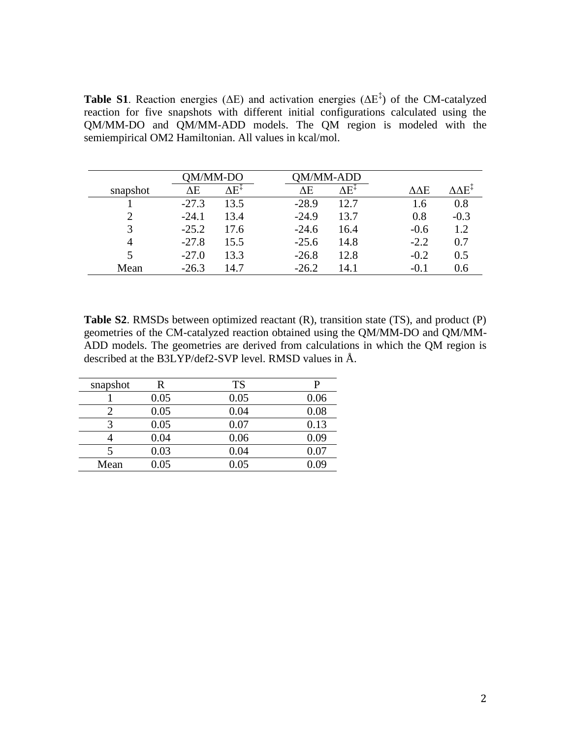**Table S1**. Reaction energies ($\Delta E$) and activation energies ($\Delta E^{\ddagger}$) of the CM-catalyzed reaction for five snapshots with different initial configurations calculated using the QM/MM-DO and QM/MM-ADD models. The QM region is modeled with the semiempirical OM2 Hamiltonian. All values in kcal/mol.

| | QM/MM-DO | | QM/MM-ADD | | | |
|---|---|---|---|---|---|---|
| snapshot | $\Delta E$ | $\Delta E^{\ddagger}$ | $\Delta E$ | $\Delta E^{\ddagger}$ | $\Delta\Delta E$ | $\Delta\Delta E^{\ddagger}$ |
| 1 | -27.3 | 13.5 | -28.9 | 12.7 | 1.6 | 0.8 |
| 2 | -24.1 | 13.4 | -24.9 | 13.7 | 0.8 | -0.3 |
| 3 | -25.2 | 17.6 | -24.6 | 16.4 | -0.6 | 1.2 |
| 4 | -27.8 | 15.5 | -25.6 | 14.8 | -2.2 | 0.7 |
| 5 | -27.0 | 13.3 | -26.8 | 12.8 | -0.2 | 0.5 |
| Mean | -26.3 | 14.7 | -26.2 | 14.1 | -0.1 | 0.6 |

**Table S2**. RMSDs between optimized reactant (R), transition state (TS), and product (P) geometries of the CM-catalyzed reaction obtained using the QM/MM-DO and QM/MM-ADD models. The geometries are derived from calculations in which the QM region is described at the B3LYP/def2-SVP level. RMSD values in Å.

| snapshot | R | TS | P |
|---|---|---|---|
| 1 | 0.05 | 0.05 | 0.06 |
| 2 | 0.05 | 0.04 | 0.08 |
| 3 | 0.05 | 0.07 | 0.13 |
| 4 | 0.04 | 0.06 | 0.09 |
| 5 | 0.03 | 0.04 | 0.07 |
| Mean | 0.05 | 0.05 | 0.09 |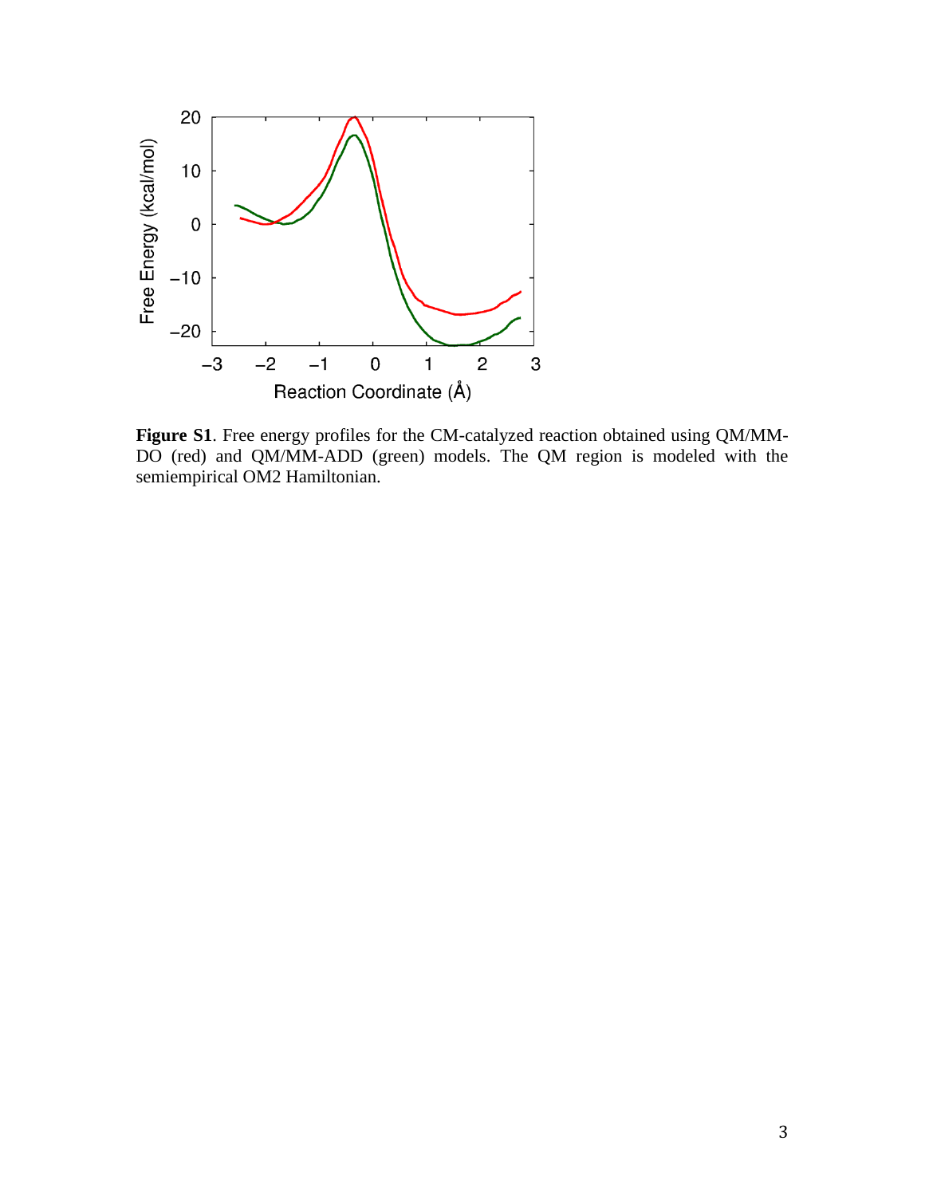**Figure S1**. Free energy profiles for the CM-catalyzed reaction obtained using QM/MM-DO (red) and QM/MM-ADD (green) models. The QM region is modeled with the semiempirical OM2 Hamiltonian.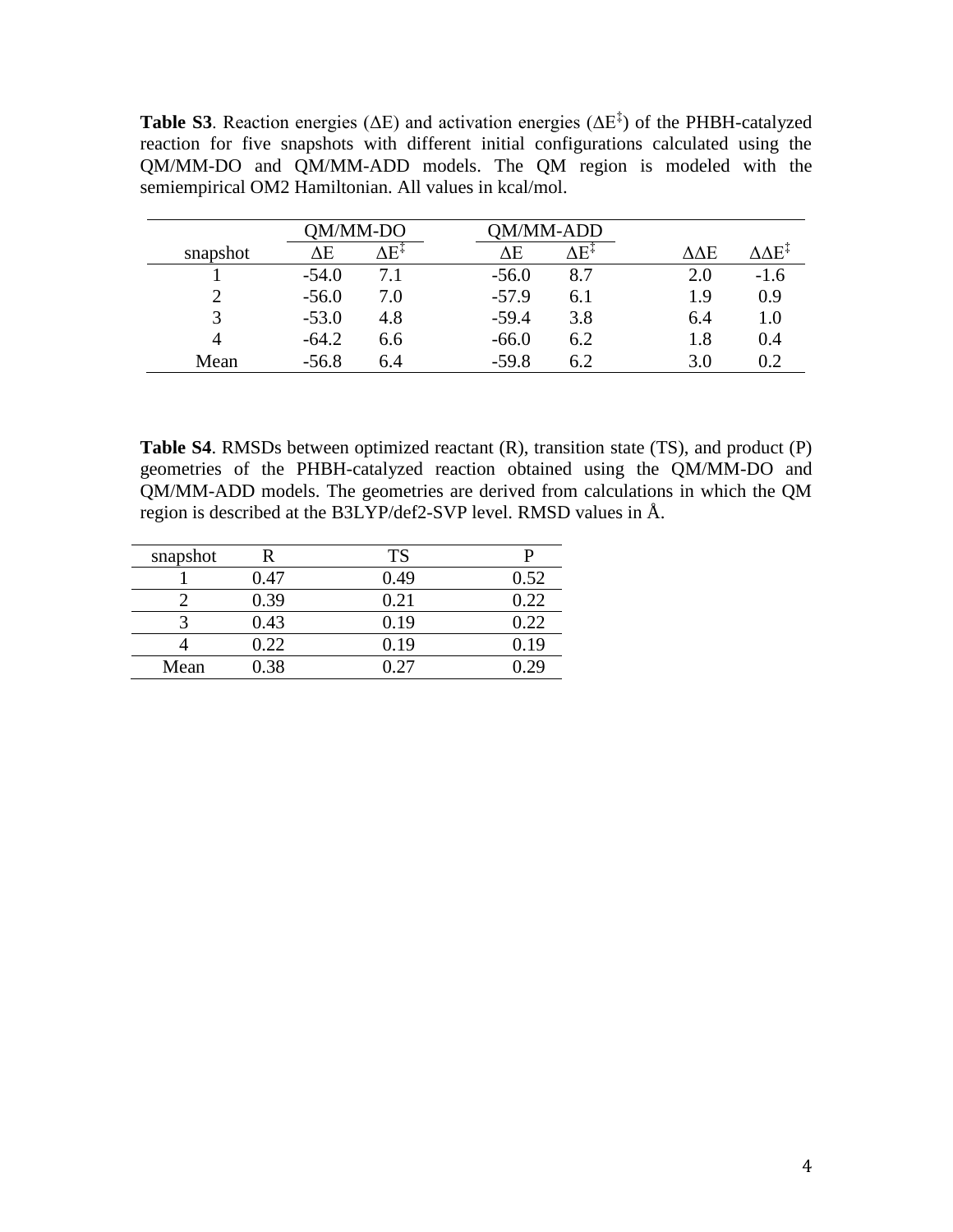**Table S3**. Reaction energies ($\Delta E$) and activation energies ($\Delta E^{\ddagger}$) of the PHBH-catalyzed reaction for five snapshots with different initial configurations calculated using the QM/MM-DO and QM/MM-ADD models. The QM region is modeled with the semiempirical OM2 Hamiltonian. All values in kcal/mol.

| | QM/MM-DO | | QM/MM-ADD | | | |
|---|---|---|---|---|---|---|
| snapshot | $\Delta E$ | $\Delta E^{\ddagger}$ | $\Delta E$ | $\Delta E^{\ddagger}$ | $\Delta\Delta E$ | $\Delta\Delta E^{\ddagger}$ |
| 1 | -54.0 | 7.1 | -56.0 | 8.7 | 2.0 | -1.6 |
| 2 | -56.0 | 7.0 | -57.9 | 6.1 | 1.9 | 0.9 |
| 3 | -53.0 | 4.8 | -59.4 | 3.8 | 6.4 | 1.0 |
| 4 | -64.2 | 6.6 | -66.0 | 6.2 | 1.8 | 0.4 |
| Mean | -56.8 | 6.4 | -59.8 | 6.2 | 3.0 | 0.2 |

**Table S4**. RMSDs between optimized reactant (R), transition state (TS), and product (P) geometries of the PHBH-catalyzed reaction obtained using the QM/MM-DO and QM/MM-ADD models. The geometries are derived from calculations in which the QM region is described at the B3LYP/def2-SVP level. RMSD values in Å.

| snapshot | R | TS | P |
|---|---|---|---|
| 1 | 0.47 | 0.49 | 0.52 |
| 2 | 0.39 | 0.21 | 0.22 |
| 3 | 0.43 | 0.19 | 0.22 |
| 4 | 0.22 | 0.19 | 0.19 |
| Mean | 0.38 | 0.27 | 0.29 |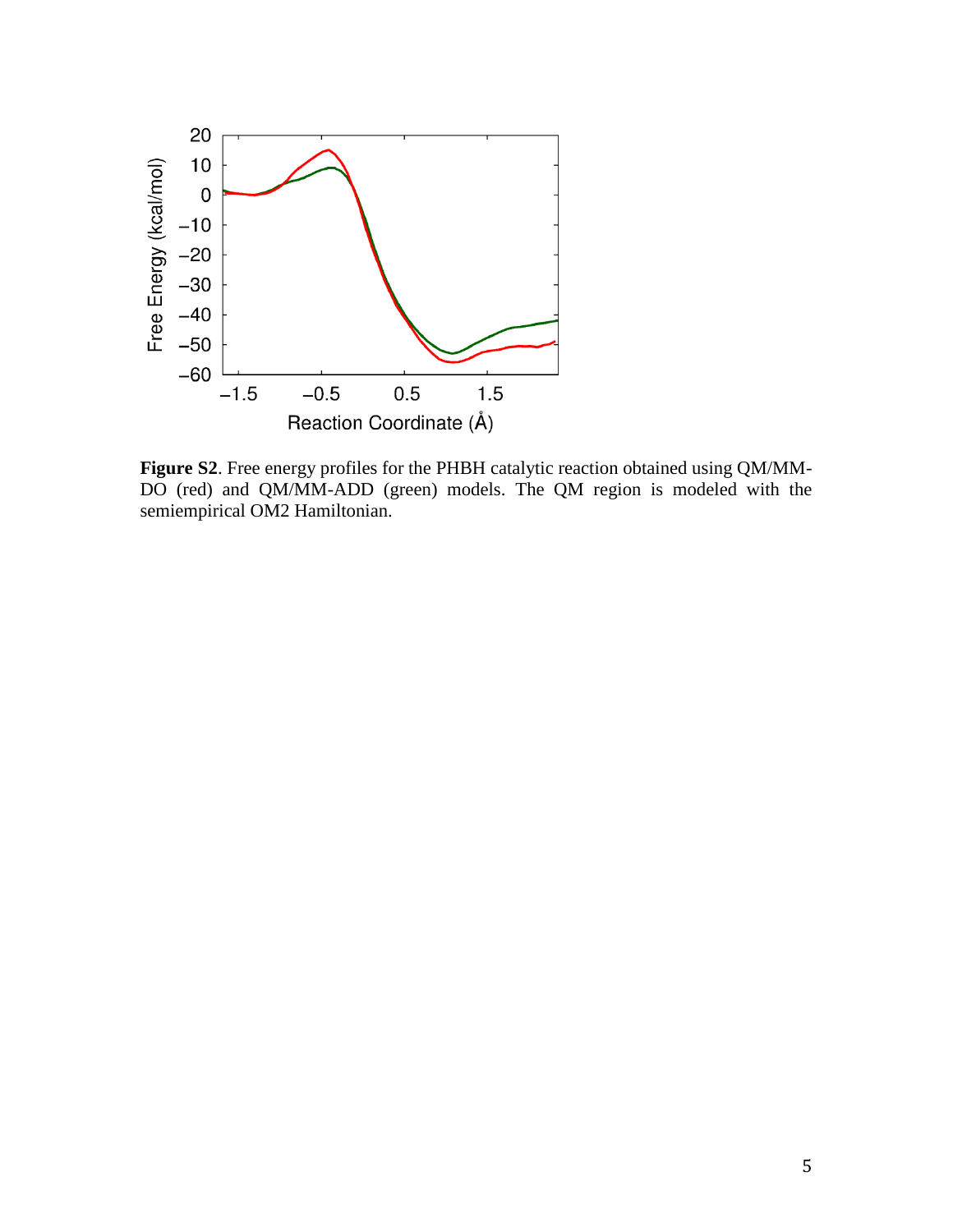**Figure S2**. Free energy profiles for the PHBH catalytic reaction obtained using QM/MM-DO (red) and QM/MM-ADD (green) models. The QM region is modeled with the semiempirical OM2 Hamiltonian.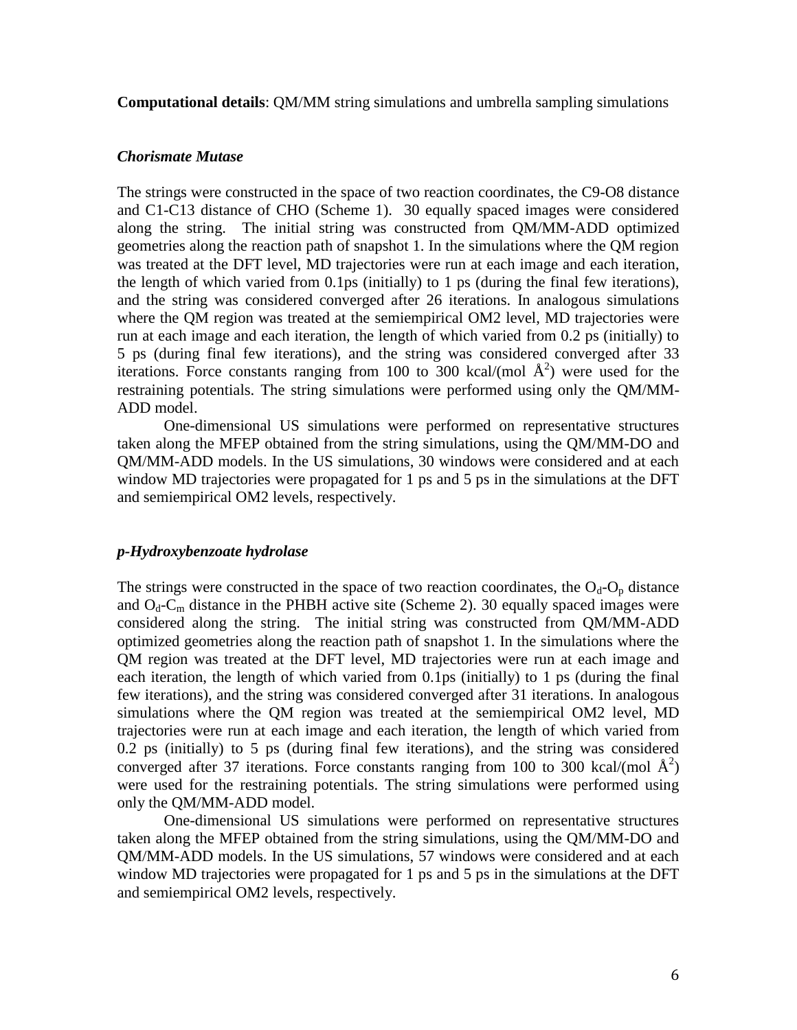**Computational details**: QM/MM string simulations and umbrella sampling simulations

### *Chorismate Mutase*

The strings were constructed in the space of two reaction coordinates, the C9-O8 distance and C1-C13 distance of CHO (Scheme 1). 30 equally spaced images were considered along the string. The initial string was constructed from QM/MM-ADD optimized geometries along the reaction path of snapshot 1. In the simulations where the QM region was treated at the DFT level, MD trajectories were run at each image and each iteration, the length of which varied from 0.1ps (initially) to 1 ps (during the final few iterations), and the string was considered converged after 26 iterations. In analogous simulations where the QM region was treated at the semiempirical OM2 level, MD trajectories were run at each image and each iteration, the length of which varied from 0.2 ps (initially) to 5 ps (during final few iterations), and the string was considered converged after 33 iterations. Force constants ranging from 100 to 300 kcal/(mol Å$^2$) were used for the restraining potentials. The string simulations were performed using only the QM/MM-ADD model.

One-dimensional US simulations were performed on representative structures taken along the MFEP obtained from the string simulations, using the QM/MM-DO and QM/MM-ADD models. In the US simulations, 30 windows were considered and at each window MD trajectories were propagated for 1 ps and 5 ps in the simulations at the DFT and semiempirical OM2 levels, respectively.

### *p-Hydroxybenzoate hydrolase*

The strings were constructed in the space of two reaction coordinates, the $O_d$-$O_p$ distance and $O_d$-$C_m$ distance in the PHBH active site (Scheme 2). 30 equally spaced images were considered along the string. The initial string was constructed from QM/MM-ADD optimized geometries along the reaction path of snapshot 1. In the simulations where the QM region was treated at the DFT level, MD trajectories were run at each image and each iteration, the length of which varied from 0.1ps (initially) to 1 ps (during the final few iterations), and the string was considered converged after 31 iterations. In analogous simulations where the QM region was treated at the semiempirical OM2 level, MD trajectories were run at each image and each iteration, the length of which varied from 0.2 ps (initially) to 5 ps (during final few iterations), and the string was considered converged after 37 iterations. Force constants ranging from 100 to 300 kcal/(mol Å$^2$) were used for the restraining potentials. The string simulations were performed using only the QM/MM-ADD model.

One-dimensional US simulations were performed on representative structures taken along the MFEP obtained from the string simulations, using the QM/MM-DO and QM/MM-ADD models. In the US simulations, 57 windows were considered and at each window MD trajectories were propagated for 1 ps and 5 ps in the simulations at the DFT and semiempirical OM2 levels, respectively.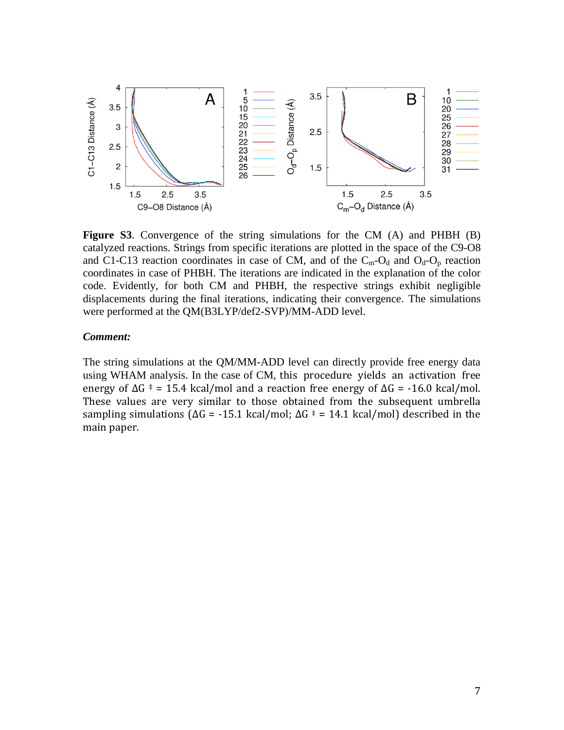**Figure S3**. Convergence of the string simulations for the CM (A) and PHBH (B) catalyzed reactions. Strings from specific iterations are plotted in the space of the C9-O8 and C1-C13 reaction coordinates in case of CM, and of the $C_m$-$O_d$ and $O_d$-$O_p$ reaction coordinates in case of PHBH. The iterations are indicated in the explanation of the color code. Evidently, for both CM and PHBH, the respective strings exhibit negligible displacements during the final iterations, indicating their convergence. The simulations were performed at the QM(B3LYP/def2-SVP)/MM-ADD level.

***Comment:***

The string simulations at the QM/MM-ADD level can directly provide free energy data using WHAM analysis. In the case of CM, this procedure yields an activation free energy of $\Delta G^{\ddagger} = 15.4$ kcal/mol and a reaction free energy of $\Delta G = -16.0$ kcal/mol. These values are very similar to those obtained from the subsequent umbrella sampling simulations ($\Delta G = -15.1$ kcal/mol; $\Delta G^{\ddagger} = 14.1$ kcal/mol) described in the main paper.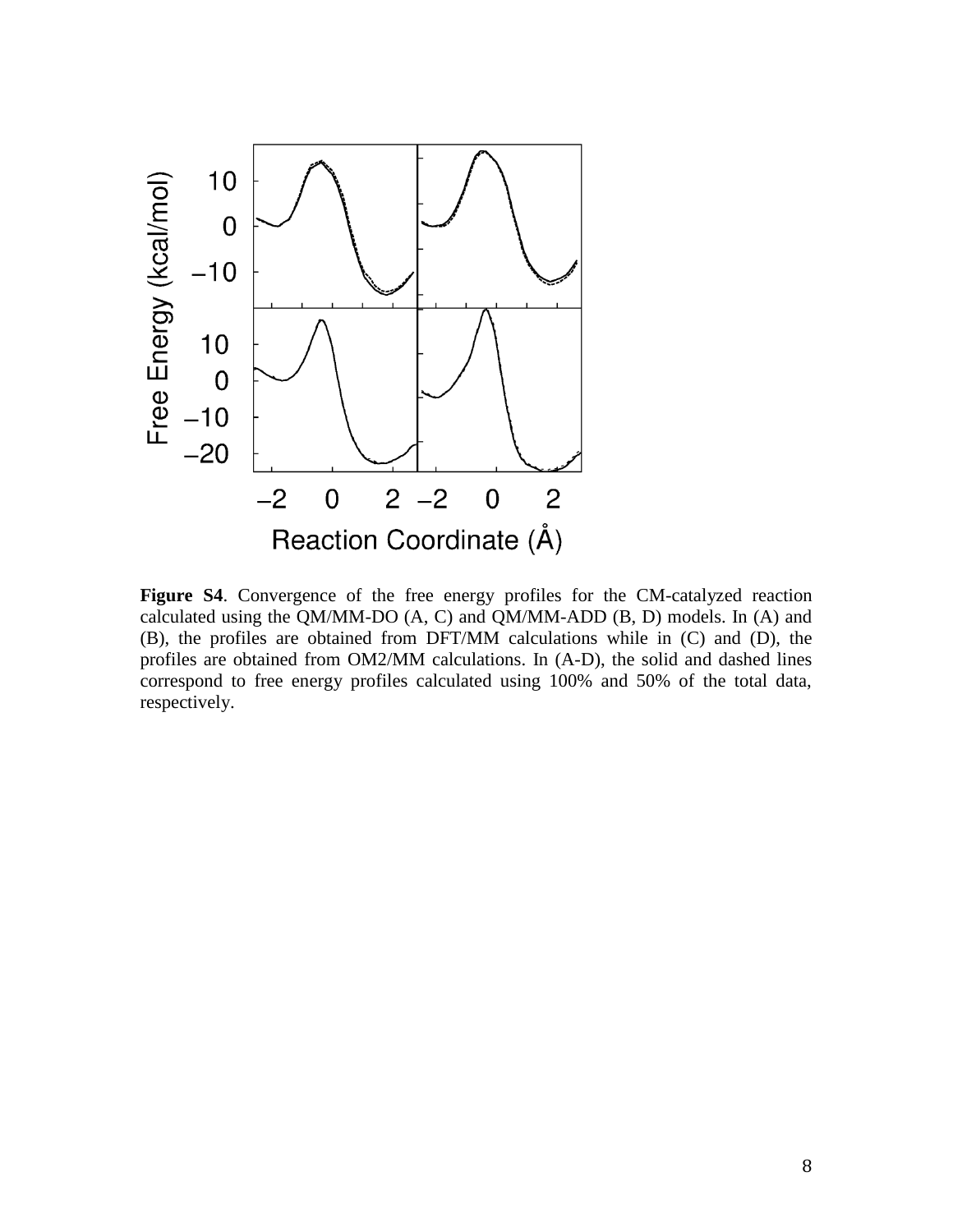**Figure S4**. Convergence of the free energy profiles for the CM-catalyzed reaction calculated using the QM/MM-DO (A, C) and QM/MM-ADD (B, D) models. In (A) and (B), the profiles are obtained from DFT/MM calculations while in (C) and (D), the profiles are obtained from OM2/MM calculations. In (A-D), the solid and dashed lines correspond to free energy profiles calculated using 100% and 50% of the total data, respectively.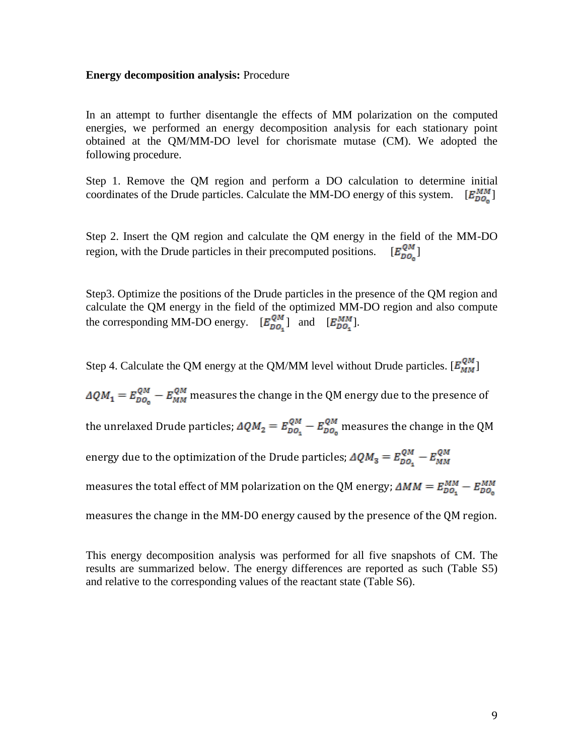**Energy decomposition analysis:** Procedure

In an attempt to further disentangle the effects of MM polarization on the computed energies, we performed an energy decomposition analysis for each stationary point obtained at the QM/MM-DO level for chorismate mutase (CM). We adopted the following procedure.

Step 1. Remove the QM region and perform a DO calculation to determine initial coordinates of the Drude particles. Calculate the MM-DO energy of this system. [$E_{DO_0}^{MM}$]

Step 2. Insert the QM region and calculate the QM energy in the field of the MM-DO region, with the Drude particles in their precomputed positions. [$E_{DO_0}^{QM}$]

Step3. Optimize the positions of the Drude particles in the presence of the QM region and calculate the QM energy in the field of the optimized MM-DO region and also compute the corresponding MM-DO energy. [$E_{DO_1}^{QM}$] and [$E_{DO_1}^{MM}$].

Step 4. Calculate the QM energy at the QM/MM level without Drude particles. [$E_{MM}^{QM}$]

$\Delta QM_1 = E_{DO_0}^{QM} - E_{MM}^{QM}$ measures the change in the QM energy due to the presence of the unrelaxed Drude particles; $\Delta QM_2 = E_{DO_1}^{QM} - E_{DO_0}^{QM}$ measures the change in the QM energy due to the optimization of the Drude particles; $\Delta QM_3 = E_{DO_1}^{QM} - E_{MM}^{QM}$ measures the total effect of MM polarization on the QM energy; $\Delta MM = E_{DO_1}^{MM} - E_{DO_0}^{MM}$ measures the change in the MM-DO energy caused by the presence of the QM region.

This energy decomposition analysis was performed for all five snapshots of CM. The results are summarized below. The energy differences are reported as such (Table S5) and relative to the corresponding values of the reactant state (Table S6).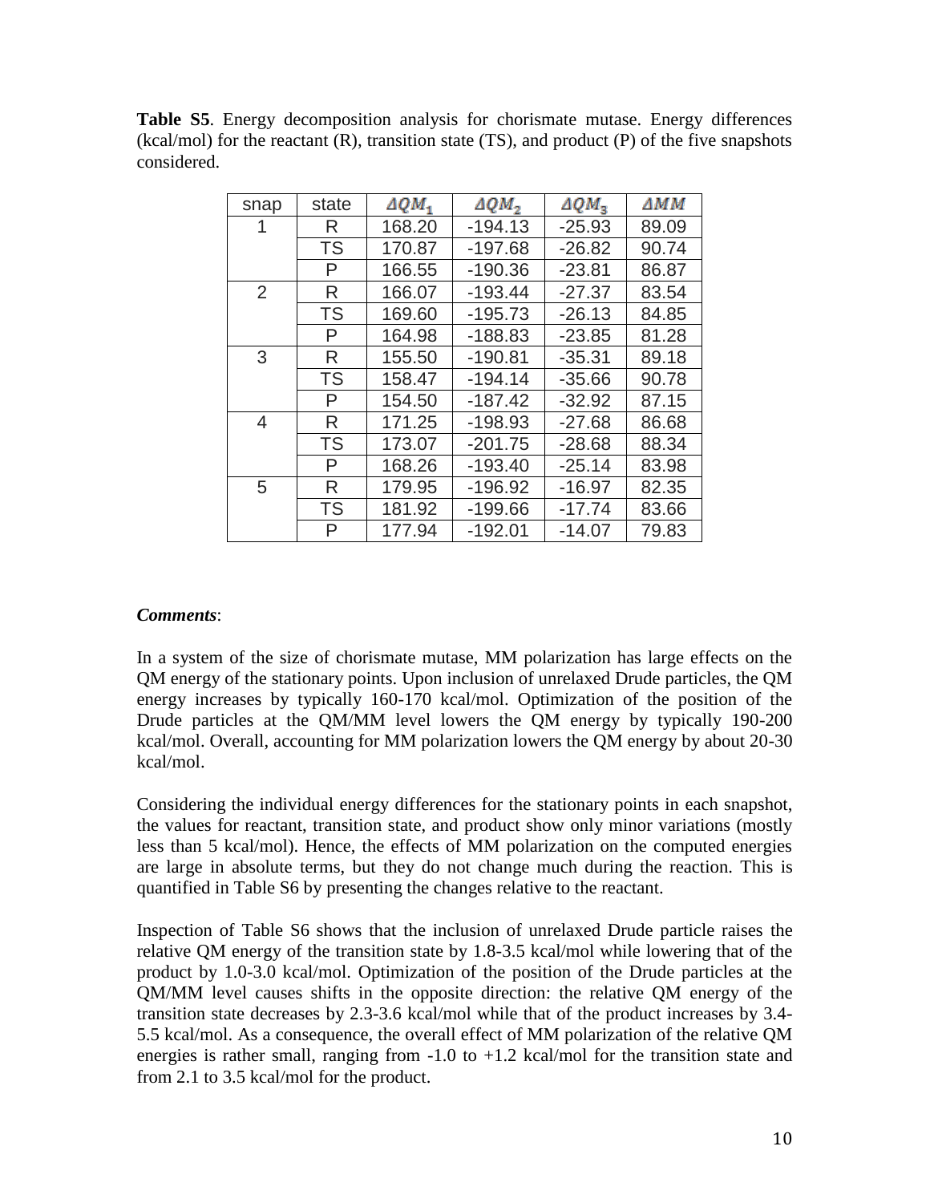**Table S5**. Energy decomposition analysis for chorismate mutase. Energy differences (kcal/mol) for the reactant (R), transition state (TS), and product (P) of the five snapshots considered.

| snap | state | $\Delta QM_1$ | $\Delta QM_2$ | $\Delta QM_3$ | $\Delta MM$ |
|---|---|---|---|---|---|
| 1 | R | 168.20 | -194.13 | -25.93 | 89.09 |
| | TS | 170.87 | -197.68 | -26.82 | 90.74 |
| | P | 166.55 | -190.36 | -23.81 | 86.87 |
| 2 | R | 166.07 | -193.44 | -27.37 | 83.54 |
| | TS | 169.60 | -195.73 | -26.13 | 84.85 |
| | P | 164.98 | -188.83 | -23.85 | 81.28 |
| 3 | R | 155.50 | -190.81 | -35.31 | 89.18 |
| | TS | 158.47 | -194.14 | -35.66 | 90.78 |
| | P | 154.50 | -187.42 | -32.92 | 87.15 |
| 4 | R | 171.25 | -198.93 | -27.68 | 86.68 |
| | TS | 173.07 | -201.75 | -28.68 | 88.34 |
| | P | 168.26 | -193.40 | -25.14 | 83.98 |
| 5 | R | 179.95 | -196.92 | -16.97 | 82.35 |
| | TS | 181.92 | -199.66 | -17.74 | 83.66 |
| | P | 177.94 | -192.01 | -14.07 | 79.83 |

***Comments***:

In a system of the size of chorismate mutase, MM polarization has large effects on the QM energy of the stationary points. Upon inclusion of unrelaxed Drude particles, the QM energy increases by typically 160-170 kcal/mol. Optimization of the position of the Drude particles at the QM/MM level lowers the QM energy by typically 190-200 kcal/mol. Overall, accounting for MM polarization lowers the QM energy by about 20-30 kcal/mol.

Considering the individual energy differences for the stationary points in each snapshot, the values for reactant, transition state, and product show only minor variations (mostly less than 5 kcal/mol). Hence, the effects of MM polarization on the computed energies are large in absolute terms, but they do not change much during the reaction. This is quantified in Table S6 by presenting the changes relative to the reactant.

Inspection of Table S6 shows that the inclusion of unrelaxed Drude particle raises the relative QM energy of the transition state by 1.8-3.5 kcal/mol while lowering that of the product by 1.0-3.0 kcal/mol. Optimization of the position of the Drude particles at the QM/MM level causes shifts in the opposite direction: the relative QM energy of the transition state decreases by 2.3-3.6 kcal/mol while that of the product increases by 3.4-5.5 kcal/mol. As a consequence, the overall effect of MM polarization of the relative QM energies is rather small, ranging from -1.0 to +1.2 kcal/mol for the transition state and from 2.1 to 3.5 kcal/mol for the product.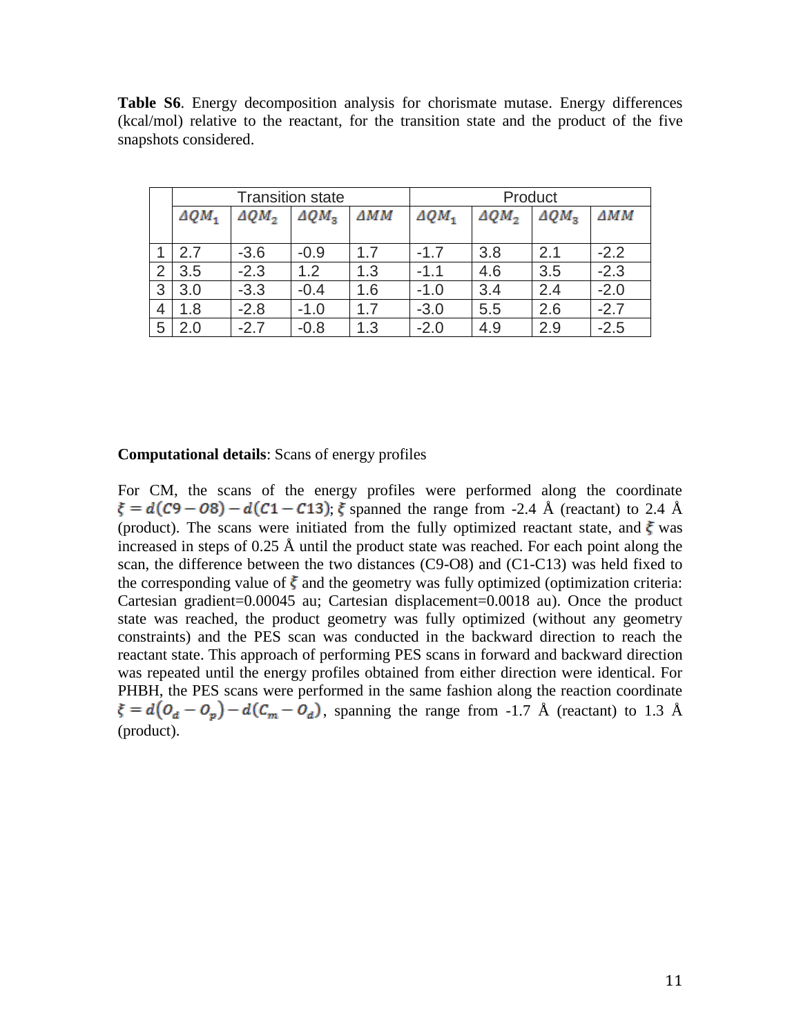**Table S6**. Energy decomposition analysis for chorismate mutase. Energy differences (kcal/mol) relative to the reactant, for the transition state and the product of the five snapshots considered.

| | Transition state | | | | Product | | | |
|---|---|---|---|---|---|---|---|---|
| | $\Delta QM_1$ | $\Delta QM_2$ | $\Delta QM_3$ | $\Delta MM$ | $\Delta QM_1$ | $\Delta QM_2$ | $\Delta QM_3$ | $\Delta MM$ |
| 1 | 2.7 | -3.6 | -0.9 | 1.7 | -1.7 | 3.8 | 2.1 | -2.2 |
| 2 | 3.5 | -2.3 | 1.2 | 1.3 | -1.1 | 4.6 | 3.5 | -2.3 |
| 3 | 3.0 | -3.3 | -0.4 | 1.6 | -1.0 | 3.4 | 2.4 | -2.0 |
| 4 | 1.8 | -2.8 | -1.0 | 1.7 | -3.0 | 5.5 | 2.6 | -2.7 |
| 5 | 2.0 | -2.7 | -0.8 | 1.3 | -2.0 | 4.9 | 2.9 | -2.5 |

**Computational details**: Scans of energy profiles

For CM, the scans of the energy profiles were performed along the coordinate $\xi = d(C9 - O8) - d(C1 - C13)$; $\xi$ spanned the range from -2.4 Å (reactant) to 2.4 Å (product). The scans were initiated from the fully optimized reactant state, and $\xi$ was increased in steps of 0.25 Å until the product state was reached. For each point along the scan, the difference between the two distances (C9-O8) and (C1-C13) was held fixed to the corresponding value of $\xi$ and the geometry was fully optimized (optimization criteria: Cartesian gradient=0.00045 au; Cartesian displacement=0.0018 au). Once the product state was reached, the product geometry was fully optimized (without any geometry constraints) and the PES scan was conducted in the backward direction to reach the reactant state. This approach of performing PES scans in forward and backward direction was repeated until the energy profiles obtained from either direction were identical. For PHBH, the PES scans were performed in the same fashion along the reaction coordinate $\xi = d(O_d - O_p) - d(C_m - O_d)$, spanning the range from -1.7 Å (reactant) to 1.3 Å (product).